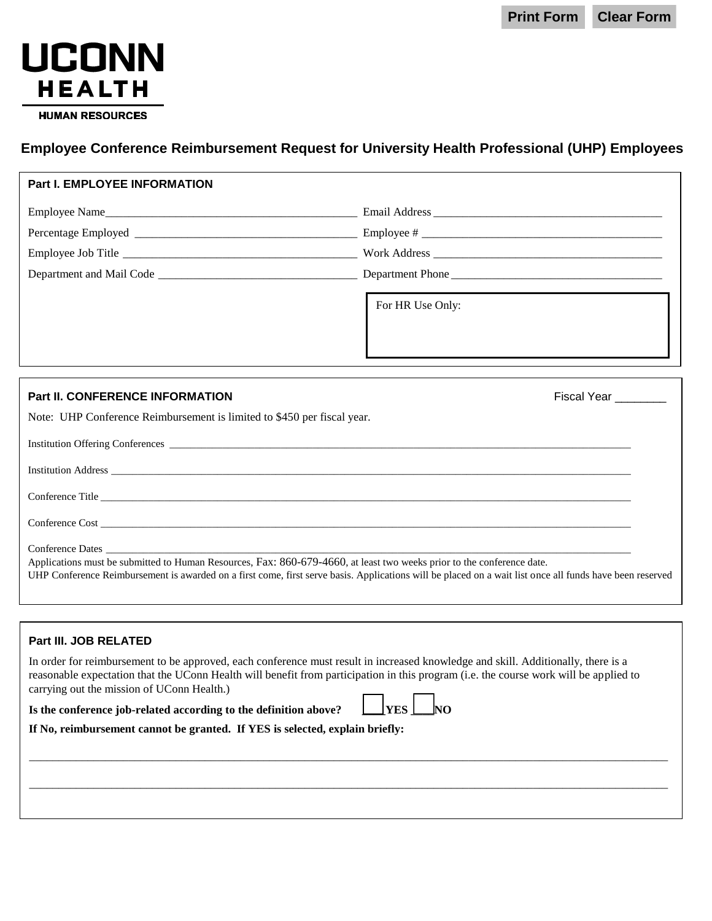UCONN HEALTH

HUMAN RESOURCES

## Employee Conference Reimbursement Request for University Health Professional (UHP) Employees

### Part I. EMPLOYEE INFORMATION

Employee Name___________________________________________ Email Address _______________________________________

Percentage Employed _____________________________________ Employee # _________________________________________

Employee Job Title _______________________________________ Work Address _______________________________________

Department and Mail Code __________________________________ Department Phone ___________________________________

For HR Use Only:

### Part II. CONFERENCE INFORMATION

Fiscal Year ________

Note: UHP Conference Reimbursement is limited to $450 per fiscal year.

Institution Offering Conferences ___________________________________________________________________________

Institution Address _____________________________________________________________________________________

Conference Title _______________________________________________________________________________________

Conference Cost _______________________________________________________________________________________

Conference Dates ______________________________________________________________________________________

Applications must be submitted to Human Resources, Fax: 860-679-4660, at least two weeks prior to the conference date.

UHP Conference Reimbursement is awarded on a first come, first serve basis. Applications will be placed on a wait list once all funds have been reserved

### Part III. JOB RELATED

In order for reimbursement to be approved, each conference must result in increased knowledge and skill. Additionally, there is a reasonable expectation that the UConn Health will benefit from participation in this program (i.e. the course work will be applied to carrying out the mission of UConn Health.)

**Is the conference job-related according to the definition above?** ☐ **YES** ☐ **NO**

**If No, reimbursement cannot be granted. If YES is selected, explain briefly:**

_______________________________________________________________________________________________________

_______________________________________________________________________________________________________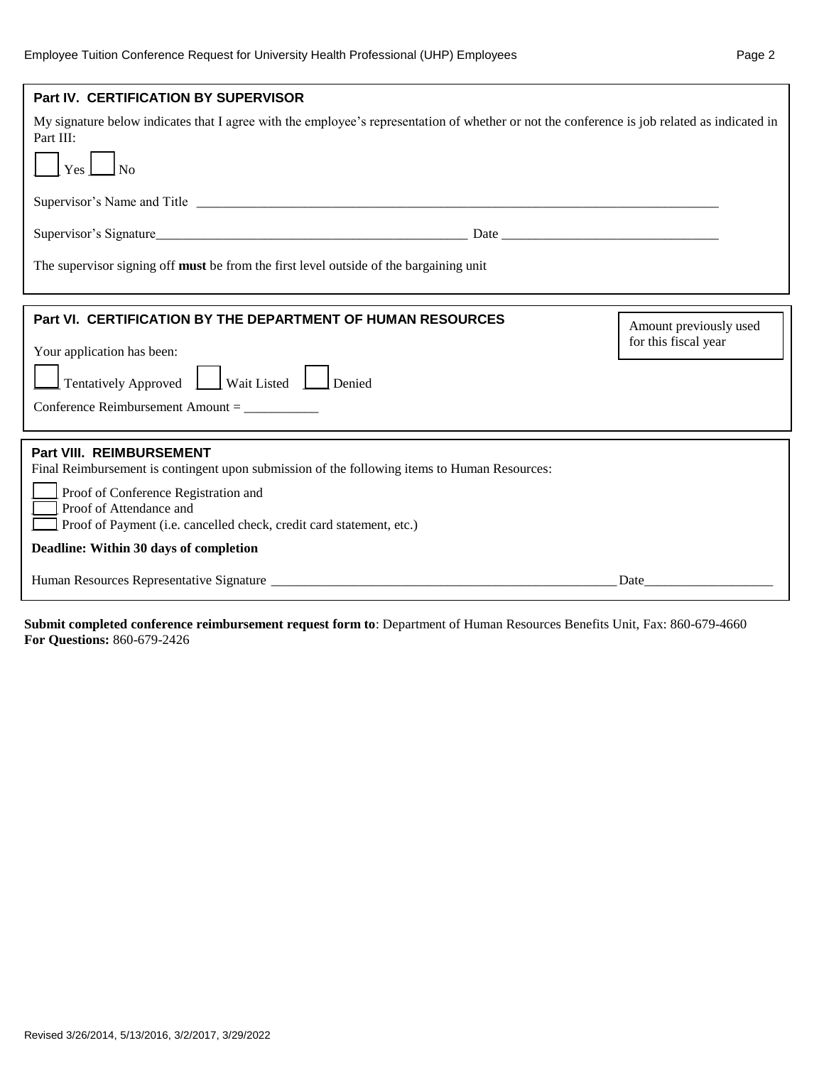## Part IV. CERTIFICATION BY SUPERVISOR

My signature below indicates that I agree with the employee's representation of whether or not the conference is job related as indicated in Part III:

☐ Yes ☐ No

Supervisor's Name and Title ____________________________________________________________________________

Supervisor's Signature_____________________________________________ Date ________________________________

The supervisor signing off **must** be from the first level outside of the bargaining unit

## Part VI. CERTIFICATION BY THE DEPARTMENT OF HUMAN RESOURCES

Amount previously used for this fiscal year

Your application has been:

☐ Tentatively Approved ☐ Wait Listed ☐ Denied

Conference Reimbursement Amount = ___________

## Part VIII. REIMBURSEMENT

Final Reimbursement is contingent upon submission of the following items to Human Resources:

☐ Proof of Conference Registration and
☐ Proof of Attendance and
☐ Proof of Payment (i.e. cancelled check, credit card statement, etc.)

**Deadline: Within 30 days of completion**

Human Resources Representative Signature ___________________________________________________ Date___________________

**Submit completed conference reimbursement request form to**: Department of Human Resources Benefits Unit, Fax: 860-679-4660
**For Questions:** 860-679-2426

Revised 3/26/2014, 5/13/2016, 3/2/2017, 3/29/2022